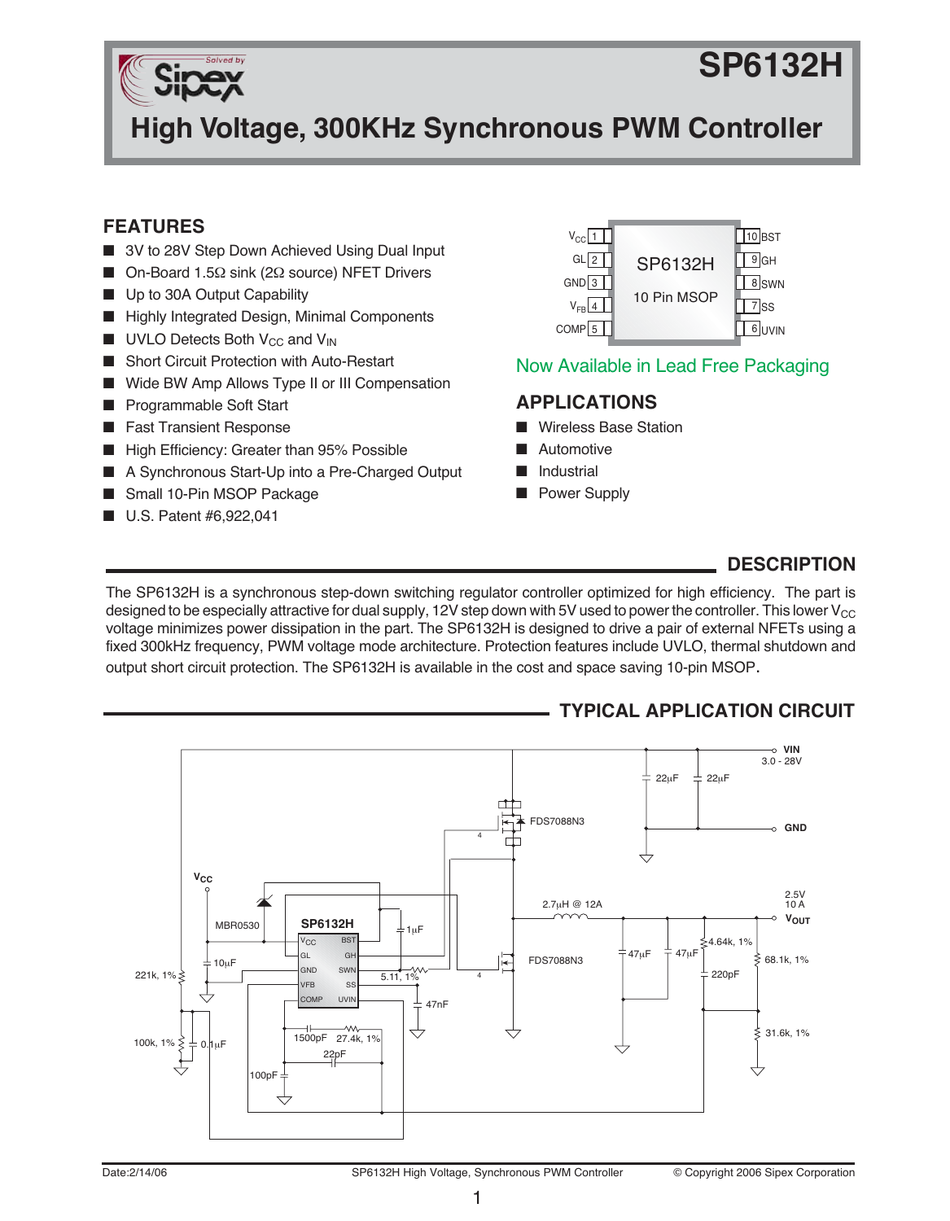# SP6132H

## High Voltage, 300KHz Synchronous PWM Controller

## FEATURES

- 3V to 28V Step Down Achieved Using Dual Input
- On-Board 1.5Ω sink (2Ω source) NFET Drivers
- Up to 30A Output Capability
- Highly Integrated Design, Minimal Components
- UVLO Detects Both $V_{CC}$ and $V_{IN}$
- Short Circuit Protection with Auto-Restart
- Wide BW Amp Allows Type II or III Compensation
- Programmable Soft Start
- Fast Transient Response
- High Efficiency: Greater than 95% Possible
- A Synchronous Start-Up into a Pre-Charged Output
- Small 10-Pin MSOP Package
- U.S. Patent #6,922,041

| Pin | Name | | Pin | Name |
|---|---|---|---|---|
| 1 | $V_{CC}$ | | 10 | BST |
| 2 | GL | | 9 | GH |
| 3 | GND | | 8 | SWN |
| 4 | $V_{FB}$ | | 7 | SS |
| 5 | COMP | | 6 | UVIN |

SP6132H 10 Pin MSOP

Now Available in Lead Free Packaging

## APPLICATIONS

- Wireless Base Station
- Automotive
- Industrial
- Power Supply

## DESCRIPTION

The SP6132H is a synchronous step-down switching regulator controller optimized for high efficiency. The part is designed to be especially attractive for dual supply, 12V step down with 5V used to power the controller. This lower $V_{CC}$ voltage minimizes power dissipation in the part. The SP6132H is designed to drive a pair of external NFETs using a fixed 300kHz frequency, PWM voltage mode architecture. Protection features include UVLO, thermal shutdown and output short circuit protection. The SP6132H is available in the cost and space saving 10-pin MSOP.

## TYPICAL APPLICATION CIRCUIT

Date:2/14/06 SP6132H High Voltage, Synchronous PWM Controller © Copyright 2006 Sipex Corporation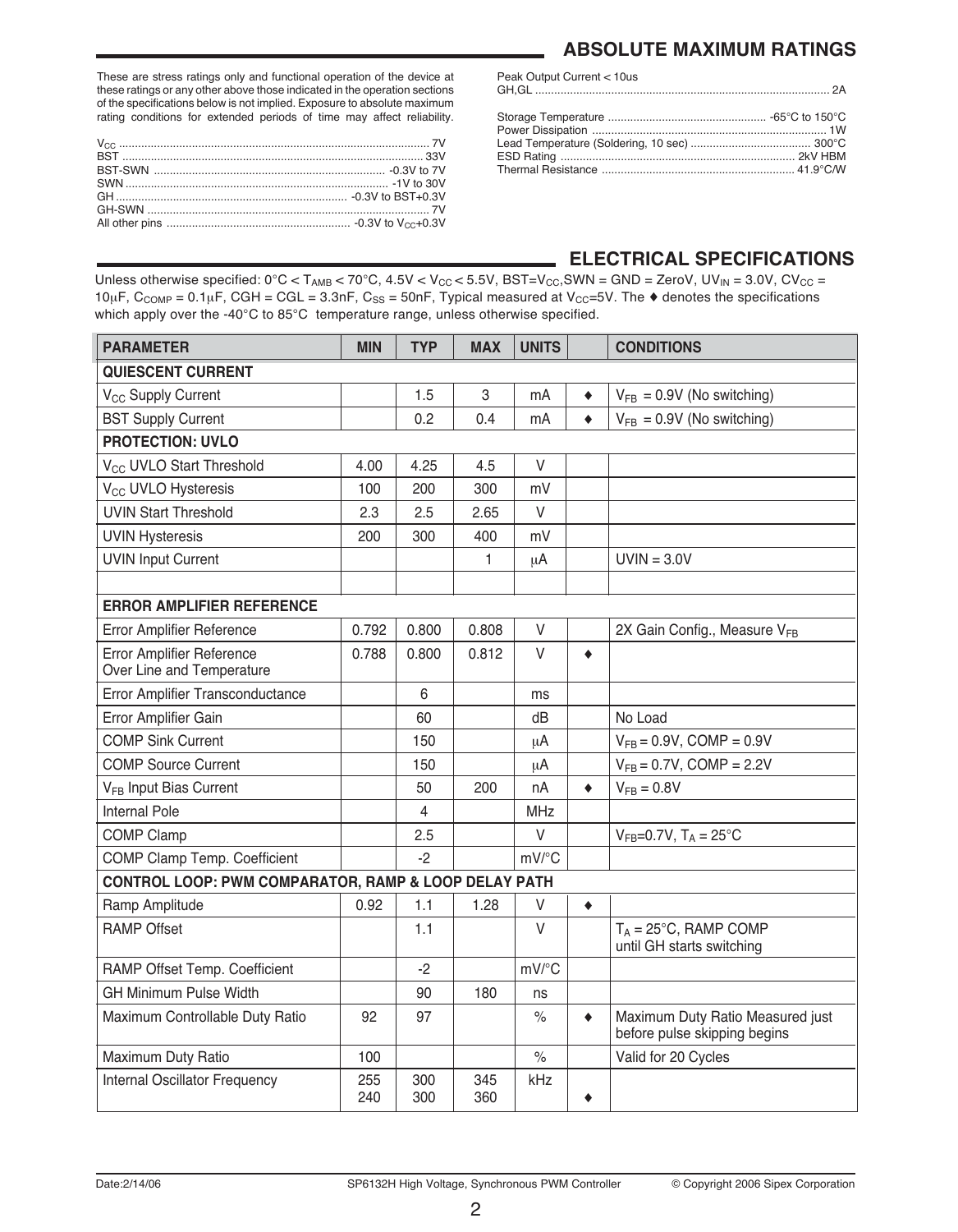## ABSOLUTE MAXIMUM RATINGS

These are stress ratings only and functional operation of the device at these ratings or any other above those indicated in the operation sections of the specifications below is not implied. Exposure to absolute maximum rating conditions for extended periods of time may affect reliability.

$V_{CC}$ .......... 7V
BST .......... 33V
BST-SWN .......... -0.3V to 7V
SWN .......... -1V to 30V
GH .......... -0.3V to BST+0.3V
GH-SWN .......... 7V
All other pins .......... -0.3V to $V_{CC}$+0.3V

Peak Output Current < 10us
GH,GL .......... 2A

Storage Temperature .......... -65°C to 150°C
Power Dissipation .......... 1W
Lead Temperature (Soldering, 10 sec) .......... 300°C
ESD Rating .......... 2kV HBM
Thermal Resistance .......... 41.9°C/W

## ELECTRICAL SPECIFICATIONS

Unless otherwise specified: 0°C < $T_{AMB}$ < 70°C, 4.5V < $V_{CC}$ < 5.5V, BST=$V_{CC}$,SWN = GND = ZeroV, $UV_{IN}$ = 3.0V, $CV_{CC}$ = 10μF, $C_{COMP}$ = 0.1μF, CGH = CGL = 3.3nF, $C_{SS}$ = 50nF, Typical measured at $V_{CC}$=5V. The ♦ denotes the specifications which apply over the -40°C to 85°C temperature range, unless otherwise specified.

| PARAMETER | MIN | TYP | MAX | UNITS | | CONDITIONS |
|---|---|---|---|---|---|---|
| **QUIESCENT CURRENT** | | | | | | |
| $V_{CC}$ Supply Current | | 1.5 | 3 | mA | ♦ | $V_{FB}$ = 0.9V (No switching) |
| BST Supply Current | | 0.2 | 0.4 | mA | ♦ | $V_{FB}$ = 0.9V (No switching) |
| **PROTECTION: UVLO** | | | | | | |
| $V_{CC}$ UVLO Start Threshold | 4.00 | 4.25 | 4.5 | V | | |
| $V_{CC}$ UVLO Hysteresis | 100 | 200 | 300 | mV | | |
| UVIN Start Threshold | 2.3 | 2.5 | 2.65 | V | | |
| UVIN Hysteresis | 200 | 300 | 400 | mV | | |
| UVIN Input Current | | | 1 | μA | | UVIN = 3.0V |
| | | | | | | |
| **ERROR AMPLIFIER REFERENCE** | | | | | | |
| Error Amplifier Reference | 0.792 | 0.800 | 0.808 | V | | 2X Gain Config., Measure $V_{FB}$ |
| Error Amplifier Reference Over Line and Temperature | 0.788 | 0.800 | 0.812 | V | ♦ | |
| Error Amplifier Transconductance | | 6 | | ms | | |
| Error Amplifier Gain | | 60 | | dB | | No Load |
| COMP Sink Current | | 150 | | μA | | $V_{FB}$ = 0.9V, COMP = 0.9V |
| COMP Source Current | | 150 | | μA | | $V_{FB}$ = 0.7V, COMP = 2.2V |
| $V_{FB}$ Input Bias Current | | 50 | 200 | nA | ♦ | $V_{FB}$ = 0.8V |
| Internal Pole | | 4 | | MHz | | |
| COMP Clamp | | 2.5 | | V | | $V_{FB}$=0.7V, $T_A$ = 25°C |
| COMP Clamp Temp. Coefficient | | -2 | | mV/°C | | |
| **CONTROL LOOP: PWM COMPARATOR, RAMP & LOOP DELAY PATH** | | | | | | |
| Ramp Amplitude | 0.92 | 1.1 | 1.28 | V | ♦ | |
| RAMP Offset | | 1.1 | | V | | $T_A$ = 25°C, RAMP COMP until GH starts switching |
| RAMP Offset Temp. Coefficient | | -2 | | mV/°C | | |
| GH Minimum Pulse Width | | 90 | 180 | ns | | |
| Maximum Controllable Duty Ratio | 92 | 97 | | % | ♦ | Maximum Duty Ratio Measured just before pulse skipping begins |
| Maximum Duty Ratio | 100 | | | % | | Valid for 20 Cycles |
| Internal Oscillator Frequency | 255 | 300 | 345 | kHz | | |
| | 240 | 300 | 360 | | ♦ | |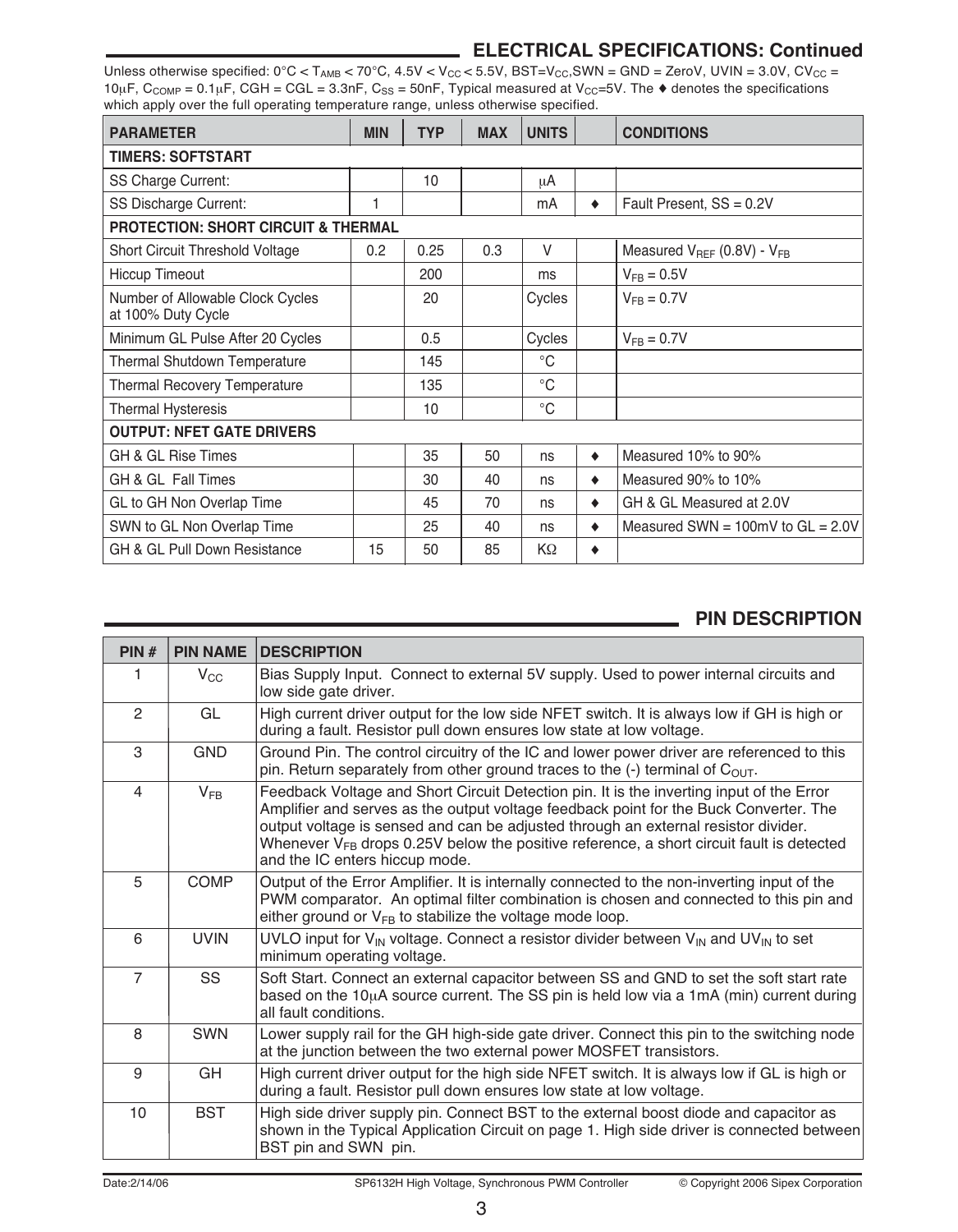## ELECTRICAL SPECIFICATIONS: Continued

Unless otherwise specified: 0°C < $T_{AMB}$ < 70°C, 4.5V < $V_{CC}$ < 5.5V, BST=$V_{CC}$,SWN = GND = ZeroV, UVIN = 3.0V, $CV_{CC}$ = 10μF, $C_{COMP}$ = 0.1μF, CGH = CGL = 3.3nF, $C_{SS}$ = 50nF, Typical measured at $V_{CC}$=5V. The ♦ denotes the specifications which apply over the full operating temperature range, unless otherwise specified.

| PARAMETER | MIN | TYP | MAX | UNITS | | CONDITIONS |
|---|---|---|---|---|---|---|
| **TIMERS: SOFTSTART** | | | | | | |
| SS Charge Current: | | 10 | | μA | | |
| SS Discharge Current: | 1 | | | mA | ♦ | Fault Present, SS = 0.2V |
| **PROTECTION: SHORT CIRCUIT & THERMAL** | | | | | | |
| Short Circuit Threshold Voltage | 0.2 | 0.25 | 0.3 | V | | Measured $V_{REF}$ (0.8V) - $V_{FB}$ |
| Hiccup Timeout | | 200 | | ms | | $V_{FB}$ = 0.5V |
| Number of Allowable Clock Cycles at 100% Duty Cycle | | 20 | | Cycles | | $V_{FB}$ = 0.7V |
| Minimum GL Pulse After 20 Cycles | | 0.5 | | Cycles | | $V_{FB}$ = 0.7V |
| Thermal Shutdown Temperature | | 145 | | °C | | |
| Thermal Recovery Temperature | | 135 | | °C | | |
| Thermal Hysteresis | | 10 | | °C | | |
| **OUTPUT: NFET GATE DRIVERS** | | | | | | |
| GH & GL Rise Times | | 35 | 50 | ns | ♦ | Measured 10% to 90% |
| GH & GL Fall Times | | 30 | 40 | ns | ♦ | Measured 90% to 10% |
| GL to GH Non Overlap Time | | 45 | 70 | ns | ♦ | GH & GL Measured at 2.0V |
| SWN to GL Non Overlap Time | | 25 | 40 | ns | ♦ | Measured SWN = 100mV to GL = 2.0V |
| GH & GL Pull Down Resistance | 15 | 50 | 85 | KΩ | ♦ | |

## PIN DESCRIPTION

| PIN # | PIN NAME | DESCRIPTION |
|---|---|---|
| 1 | $V_{CC}$ | Bias Supply Input. Connect to external 5V supply. Used to power internal circuits and low side gate driver. |
| 2 | GL | High current driver output for the low side NFET switch. It is always low if GH is high or during a fault. Resistor pull down ensures low state at low voltage. |
| 3 | GND | Ground Pin. The control circuitry of the IC and lower power driver are referenced to this pin. Return separately from other ground traces to the (-) terminal of $C_{OUT}$. |
| 4 | $V_{FB}$ | Feedback Voltage and Short Circuit Detection pin. It is the inverting input of the Error Amplifier and serves as the output voltage feedback point for the Buck Converter. The output voltage is sensed and can be adjusted through an external resistor divider. Whenever $V_{FB}$ drops 0.25V below the positive reference, a short circuit fault is detected and the IC enters hiccup mode. |
| 5 | COMP | Output of the Error Amplifier. It is internally connected to the non-inverting input of the PWM comparator. An optimal filter combination is chosen and connected to this pin and either ground or $V_{FB}$ to stabilize the voltage mode loop. |
| 6 | UVIN | UVLO input for $V_{IN}$ voltage. Connect a resistor divider between $V_{IN}$ and $UV_{IN}$ to set minimum operating voltage. |
| 7 | SS | Soft Start. Connect an external capacitor between SS and GND to set the soft start rate based on the 10μA source current. The SS pin is held low via a 1mA (min) current during all fault conditions. |
| 8 | SWN | Lower supply rail for the GH high-side gate driver. Connect this pin to the switching node at the junction between the two external power MOSFET transistors. |
| 9 | GH | High current driver output for the high side NFET switch. It is always low if GL is high or during a fault. Resistor pull down ensures low state at low voltage. |
| 10 | BST | High side driver supply pin. Connect BST to the external boost diode and capacitor as shown in the Typical Application Circuit on page 1. High side driver is connected between BST pin and SWN pin. |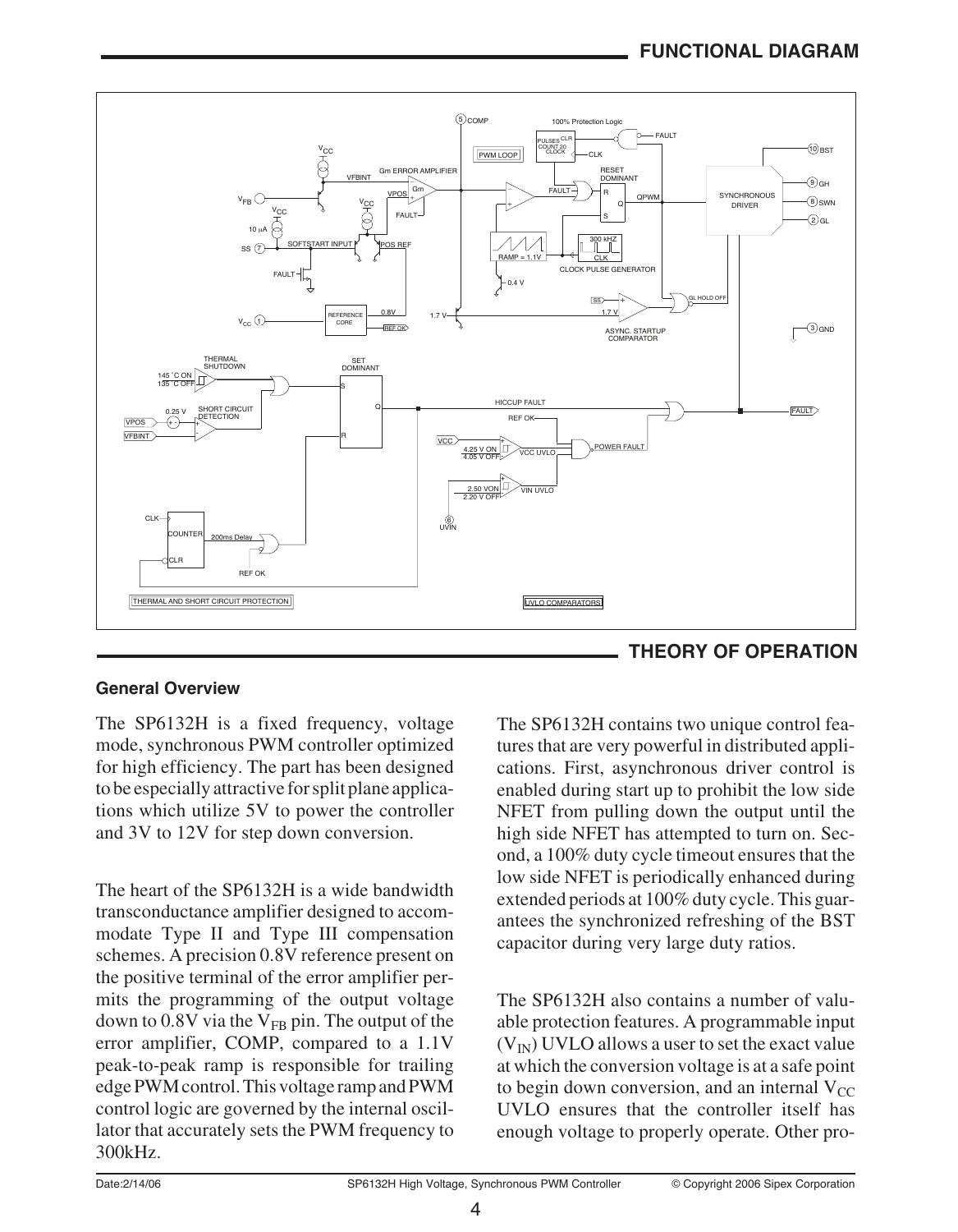## FUNCTIONAL DIAGRAM

## THEORY OF OPERATION

### General Overview

The SP6132H is a fixed frequency, voltage mode, synchronous PWM controller optimized for high efficiency. The part has been designed to be especially attractive for split plane applications which utilize 5V to power the controller and 3V to 12V for step down conversion.

The heart of the SP6132H is a wide bandwidth transconductance amplifier designed to accommodate Type II and Type III compensation schemes. A precision 0.8V reference present on the positive terminal of the error amplifier permits the programming of the output voltage down to 0.8V via the $V_{FB}$ pin. The output of the error amplifier, COMP, compared to a 1.1V peak-to-peak ramp is responsible for trailing edge PWM control. This voltage ramp and PWM control logic are governed by the internal oscillator that accurately sets the PWM frequency to 300kHz.

The SP6132H contains two unique control features that are very powerful in distributed applications. First, asynchronous driver control is enabled during start up to prohibit the low side NFET from pulling down the output until the high side NFET has attempted to turn on. Second, a 100% duty cycle timeout ensures that the low side NFET is periodically enhanced during extended periods at 100% duty cycle. This guarantees the synchronized refreshing of the BST capacitor during very large duty ratios.

The SP6132H also contains a number of valuable protection features. A programmable input ($V_{IN}$) UVLO allows a user to set the exact value at which the conversion voltage is at a safe point to begin down conversion, and an internal $V_{CC}$ UVLO ensures that the controller itself has enough voltage to properly operate. Other pro-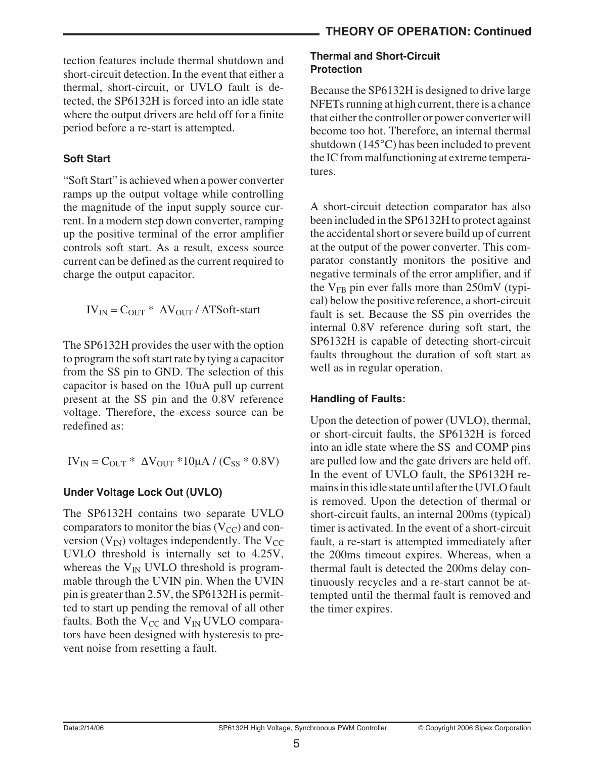tection features include thermal shutdown and short-circuit detection. In the event that either a thermal, short-circuit, or UVLO fault is detected, the SP6132H is forced into an idle state where the output drivers are held off for a finite period before a re-start is attempted.

### Soft Start

"Soft Start" is achieved when a power converter ramps up the output voltage while controlling the magnitude of the input supply source current. In a modern step down converter, ramping up the positive terminal of the error amplifier controls soft start. As a result, excess source current can be defined as the current required to charge the output capacitor.

$$IV_{IN} = C_{OUT} * \Delta V_{OUT} / \Delta TSoft\text{-}start$$

The SP6132H provides the user with the option to program the soft start rate by tying a capacitor from the SS pin to GND. The selection of this capacitor is based on the 10uA pull up current present at the SS pin and the 0.8V reference voltage. Therefore, the excess source can be redefined as:

$$IV_{IN} = C_{OUT} * \Delta V_{OUT} * 10\mu A / (C_{SS} * 0.8V)$$

### Under Voltage Lock Out (UVLO)

The SP6132H contains two separate UVLO comparators to monitor the bias ($V_{CC}$) and conversion ($V_{IN}$) voltages independently. The $V_{CC}$ UVLO threshold is internally set to 4.25V, whereas the $V_{IN}$ UVLO threshold is programmable through the UVIN pin. When the UVIN pin is greater than 2.5V, the SP6132H is permitted to start up pending the removal of all other faults. Both the $V_{CC}$ and $V_{IN}$ UVLO comparators have been designed with hysteresis to prevent noise from resetting a fault.

### Thermal and Short-Circuit Protection

Because the SP6132H is designed to drive large NFETs running at high current, there is a chance that either the controller or power converter will become too hot. Therefore, an internal thermal shutdown (145°C) has been included to prevent the IC from malfunctioning at extreme temperatures.

A short-circuit detection comparator has also been included in the SP6132H to protect against the accidental short or severe build up of current at the output of the power converter. This comparator constantly monitors the positive and negative terminals of the error amplifier, and if the $V_{FB}$ pin ever falls more than 250mV (typical) below the positive reference, a short-circuit fault is set. Because the SS pin overrides the internal 0.8V reference during soft start, the SP6132H is capable of detecting short-circuit faults throughout the duration of soft start as well as in regular operation.

### Handling of Faults:

Upon the detection of power (UVLO), thermal, or short-circuit faults, the SP6132H is forced into an idle state where the SS and COMP pins are pulled low and the gate drivers are held off. In the event of UVLO fault, the SP6132H remains in this idle state until after the UVLO fault is removed. Upon the detection of thermal or short-circuit faults, an internal 200ms (typical) timer is activated. In the event of a short-circuit fault, a re-start is attempted immediately after the 200ms timeout expires. Whereas, when a thermal fault is detected the 200ms delay continuously recycles and a re-start cannot be attempted until the thermal fault is removed and the timer expires.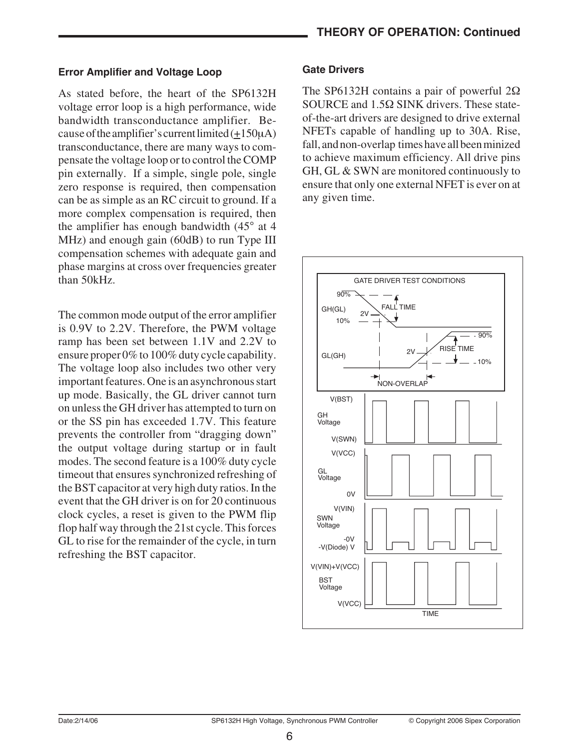## Error Amplifier and Voltage Loop

As stated before, the heart of the SP6132H voltage error loop is a high performance, wide bandwidth transconductance amplifier. Because of the amplifier's current limited (±150μA) transconductance, there are many ways to compensate the voltage loop or to control the COMP pin externally. If a simple, single pole, single zero response is required, then compensation can be as simple as an RC circuit to ground. If a more complex compensation is required, then the amplifier has enough bandwidth (45° at 4 MHz) and enough gain (60dB) to run Type III compensation schemes with adequate gain and phase margins at cross over frequencies greater than 50kHz.

The common mode output of the error amplifier is 0.9V to 2.2V. Therefore, the PWM voltage ramp has been set between 1.1V and 2.2V to ensure proper 0% to 100% duty cycle capability. The voltage loop also includes two other very important features. One is an asynchronous start up mode. Basically, the GL driver cannot turn on unless the GH driver has attempted to turn on or the SS pin has exceeded 1.7V. This feature prevents the controller from "dragging down" the output voltage during startup or in fault modes. The second feature is a 100% duty cycle timeout that ensures synchronized refreshing of the BST capacitor at very high duty ratios. In the event that the GH driver is on for 20 continuous clock cycles, a reset is given to the PWM flip flop half way through the 21st cycle. This forces GL to rise for the remainder of the cycle, in turn refreshing the BST capacitor.

## Gate Drivers

The SP6132H contains a pair of powerful 2Ω SOURCE and 1.5Ω SINK drivers. These state-of-the-art drivers are designed to drive external NFETs capable of handling up to 30A. Rise, fall, and non-overlap times have all been minized to achieve maximum efficiency. All drive pins GH, GL & SWN are monitored continuously to ensure that only one external NFET is ever on at any given time.

GATE DRIVER TEST CONDITIONS

90%, GH(GL), 10%, 2V, FALL TIME, GL(GH), 2V, RISE TIME, 90%, 10%, NON-OVERLAP

V(BST), GH Voltage, V(SWN)

V(VCC), GL Voltage, 0V

V(VIN), SWN Voltage, -0V, -V(Diode) V

V(VIN)+V(VCC), BST Voltage, V(VCC)

TIME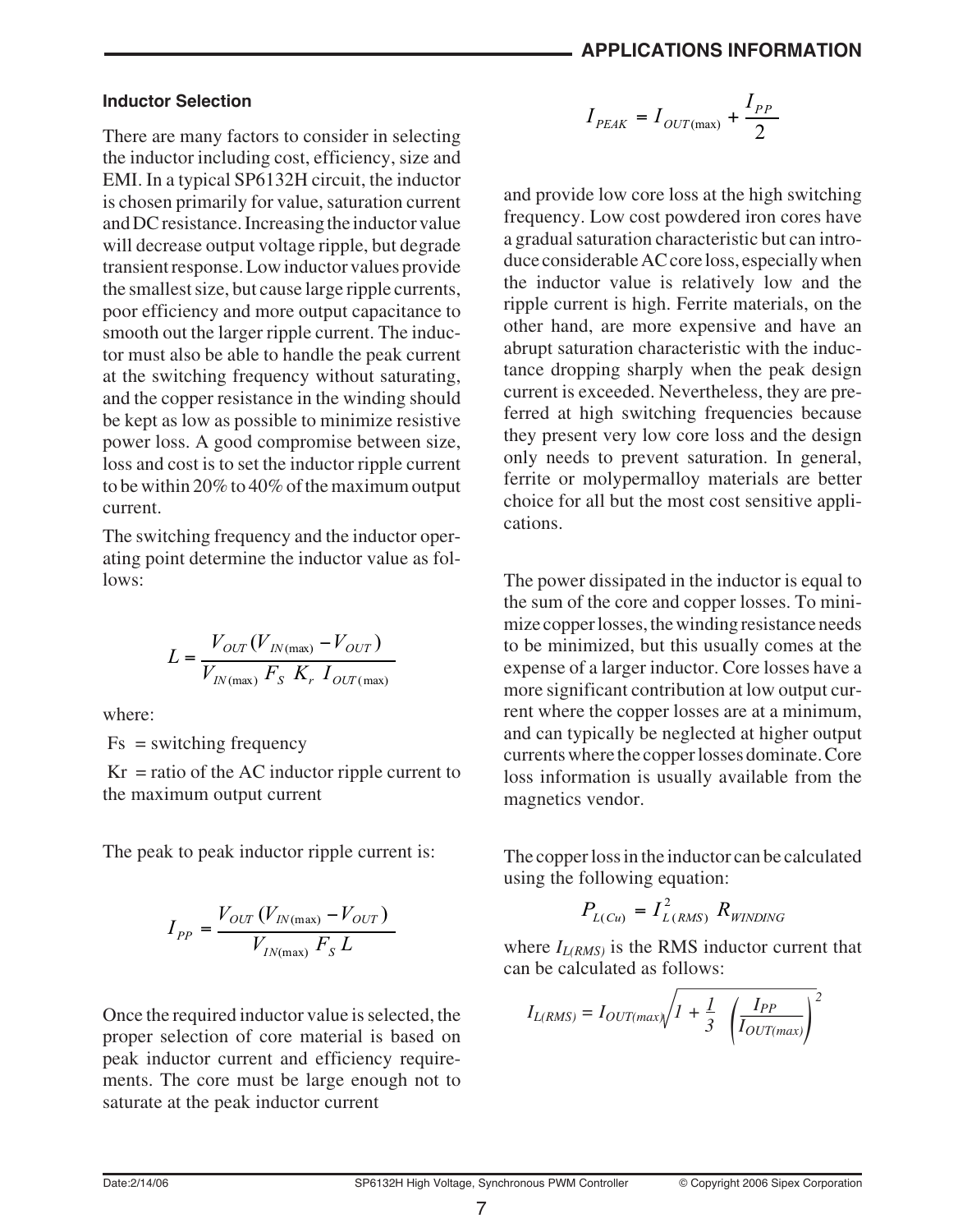## Inductor Selection

There are many factors to consider in selecting the inductor including cost, efficiency, size and EMI. In a typical SP6132H circuit, the inductor is chosen primarily for value, saturation current and DC resistance. Increasing the inductor value will decrease output voltage ripple, but degrade transient response. Low inductor values provide the smallest size, but cause large ripple currents, poor efficiency and more output capacitance to smooth out the larger ripple current. The inductor must also be able to handle the peak current at the switching frequency without saturating, and the copper resistance in the winding should be kept as low as possible to minimize resistive power loss. A good compromise between size, loss and cost is to set the inductor ripple current to be within 20% to 40% of the maximum output current.

The switching frequency and the inductor operating point determine the inductor value as follows:

$$L = \frac{V_{OUT}(V_{IN(\max)} - V_{OUT})}{V_{IN(\max)}\ F_S\ K_r\ I_{OUT(\max)}}$$

where:

Fs = switching frequency

Kr = ratio of the AC inductor ripple current to the maximum output current

The peak to peak inductor ripple current is:

$$I_{PP} = \frac{V_{OUT}\ (V_{IN(\max)} - V_{OUT})}{V_{IN(\max)}\ F_S\ L}$$

Once the required inductor value is selected, the proper selection of core material is based on peak inductor current and efficiency requirements. The core must be large enough not to saturate at the peak inductor current

$$I_{PEAK} = I_{OUT(\max)} + \frac{I_{PP}}{2}$$

and provide low core loss at the high switching frequency. Low cost powdered iron cores have a gradual saturation characteristic but can introduce considerable AC core loss, especially when the inductor value is relatively low and the ripple current is high. Ferrite materials, on the other hand, are more expensive and have an abrupt saturation characteristic with the inductance dropping sharply when the peak design current is exceeded. Nevertheless, they are preferred at high switching frequencies because they present very low core loss and the design only needs to prevent saturation. In general, ferrite or molypermalloy materials are better choice for all but the most cost sensitive applications.

The power dissipated in the inductor is equal to the sum of the core and copper losses. To minimize copper losses, the winding resistance needs to be minimized, but this usually comes at the expense of a larger inductor. Core losses have a more significant contribution at low output current where the copper losses are at a minimum, and can typically be neglected at higher output currents where the copper losses dominate. Core loss information is usually available from the magnetics vendor.

The copper loss in the inductor can be calculated using the following equation:

$$P_{L(Cu)} = I_{L(RMS)}^2\ R_{WINDING}$$

where $I_{L(RMS)}$ is the RMS inductor current that can be calculated as follows:

$$I_{L(RMS)} = I_{OUT(max)}\sqrt{1 + \frac{1}{3}\left(\frac{I_{PP}}{I_{OUT(max)}}\right)^2}$$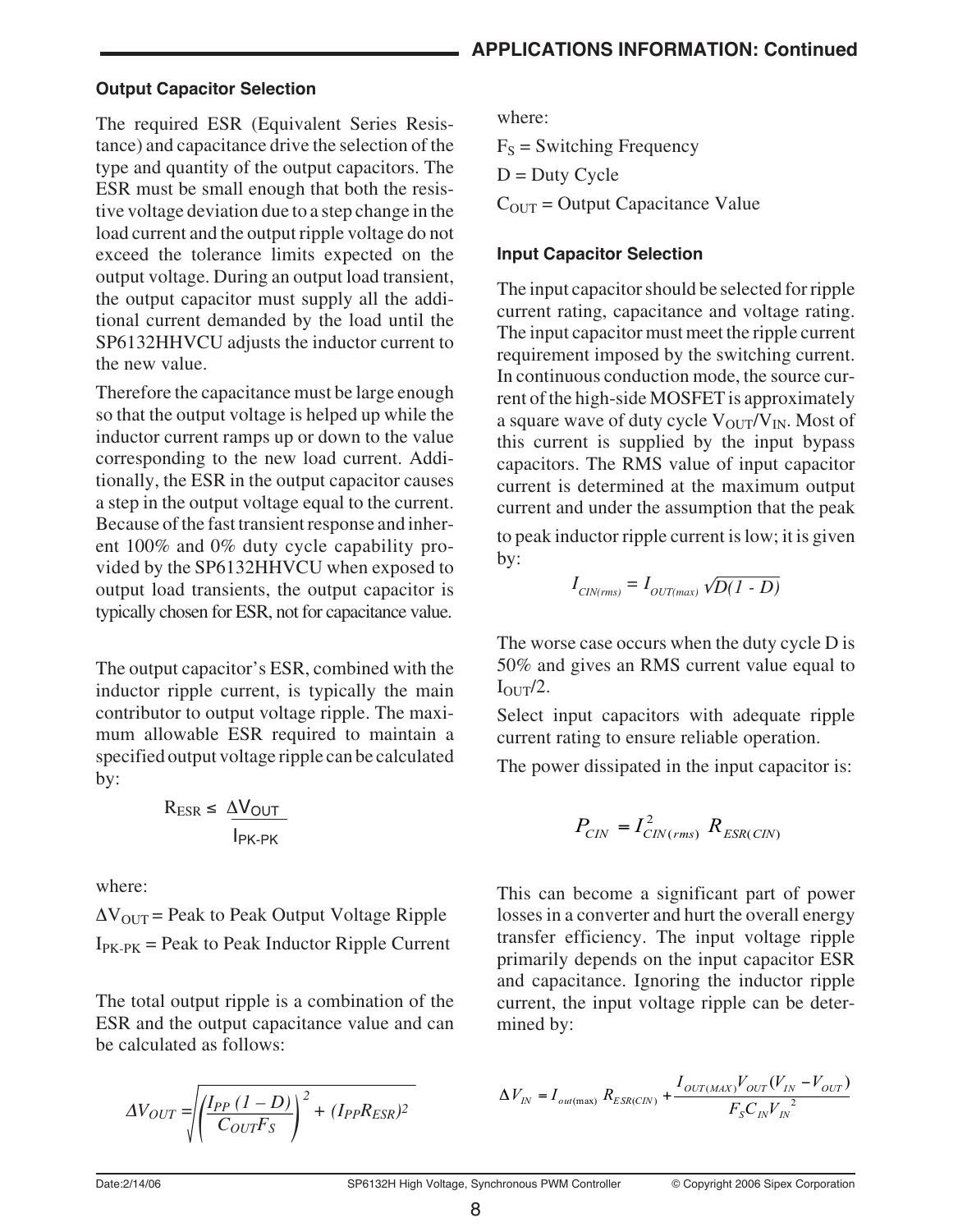## APPLICATIONS INFORMATION: Continued

### Output Capacitor Selection

The required ESR (Equivalent Series Resistance) and capacitance drive the selection of the type and quantity of the output capacitors. The ESR must be small enough that both the resistive voltage deviation due to a step change in the load current and the output ripple voltage do not exceed the tolerance limits expected on the output voltage. During an output load transient, the output capacitor must supply all the additional current demanded by the load until the SP6132HHVCU adjusts the inductor current to the new value.

Therefore the capacitance must be large enough so that the output voltage is helped up while the inductor current ramps up or down to the value corresponding to the new load current. Additionally, the ESR in the output capacitor causes a step in the output voltage equal to the current. Because of the fast transient response and inherent 100% and 0% duty cycle capability provided by the SP6132HHVCU when exposed to output load transients, the output capacitor is typically chosen for ESR, not for capacitance value.

The output capacitor's ESR, combined with the inductor ripple current, is typically the main contributor to output voltage ripple. The maximum allowable ESR required to maintain a specified output voltage ripple can be calculated by:

$$R_{ESR} \leq \frac{\Delta V_{OUT}}{I_{PK\text{-}PK}}$$

where:

$\Delta V_{OUT}$ = Peak to Peak Output Voltage Ripple

$I_{PK\text{-}PK}$ = Peak to Peak Inductor Ripple Current

The total output ripple is a combination of the ESR and the output capacitance value and can be calculated as follows:

$$\Delta V_{OUT} = \sqrt{\left(\frac{I_{PP}\,(1-D)}{C_{OUT}F_S}\right)^2 + (I_{PP}R_{ESR})^2}$$

where:

$F_S$ = Switching Frequency

D = Duty Cycle

$C_{OUT}$ = Output Capacitance Value

### Input Capacitor Selection

The input capacitor should be selected for ripple current rating, capacitance and voltage rating. The input capacitor must meet the ripple current requirement imposed by the switching current. In continuous conduction mode, the source current of the high-side MOSFET is approximately a square wave of duty cycle $V_{OUT}/V_{IN}$. Most of this current is supplied by the input bypass capacitors. The RMS value of input capacitor current is determined at the maximum output current and under the assumption that the peak to peak inductor ripple current is low; it is given by:

$$I_{CIN(rms)} = I_{OUT(max)}\sqrt{D(1-D)}$$

The worse case occurs when the duty cycle D is 50% and gives an RMS current value equal to $I_{OUT}/2$.

Select input capacitors with adequate ripple current rating to ensure reliable operation.

The power dissipated in the input capacitor is:

$$P_{CIN} = I_{CIN(rms)}^2\, R_{ESR(CIN)}$$

This can become a significant part of power losses in a converter and hurt the overall energy transfer efficiency. The input voltage ripple primarily depends on the input capacitor ESR and capacitance. Ignoring the inductor ripple current, the input voltage ripple can be determined by:

$$\Delta V_{IN} = I_{out(\max)}\, R_{ESR(CIN)} + \frac{I_{OUT(MAX)}V_{OUT}(V_{IN} - V_{OUT})}{F_S C_{IN} V_{IN}^2}$$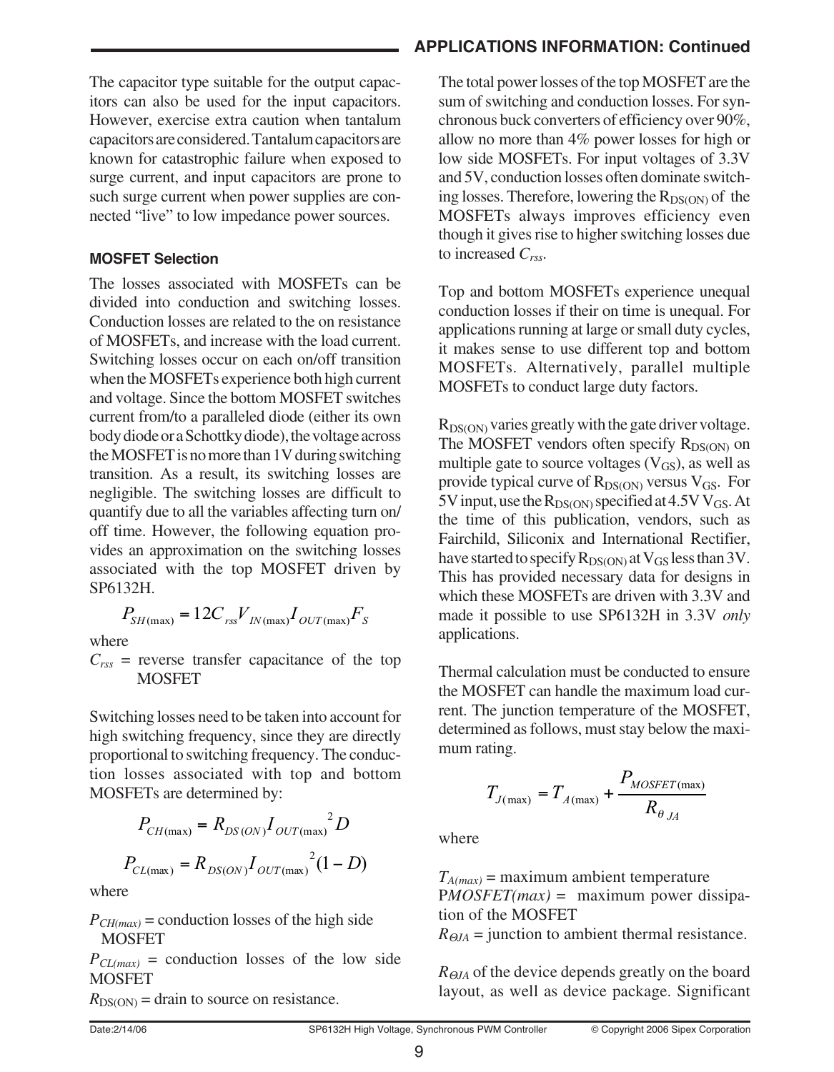The capacitor type suitable for the output capacitors can also be used for the input capacitors. However, exercise extra caution when tantalum capacitors are considered. Tantalum capacitors are known for catastrophic failure when exposed to surge current, and input capacitors are prone to such surge current when power supplies are connected "live" to low impedance power sources.

### MOSFET Selection

The losses associated with MOSFETs can be divided into conduction and switching losses. Conduction losses are related to the on resistance of MOSFETs, and increase with the load current. Switching losses occur on each on/off transition when the MOSFETs experience both high current and voltage. Since the bottom MOSFET switches current from/to a paralleled diode (either its own body diode or a Schottky diode), the voltage across the MOSFET is no more than 1V during switching transition. As a result, its switching losses are negligible. The switching losses are difficult to quantify due to all the variables affecting turn on/off time. However, the following equation provides an approximation on the switching losses associated with the top MOSFET driven by SP6132H.

$$P_{SH(\max)} = 12C_{rss}V_{IN(\max)}I_{OUT(\max)}F_S$$

where

$C_{rss}$ = reverse transfer capacitance of the top MOSFET

Switching losses need to be taken into account for high switching frequency, since they are directly proportional to switching frequency. The conduction losses associated with top and bottom MOSFETs are determined by:

$$P_{CH(\max)} = R_{DS(ON)}I_{OUT(\max)}{}^2D$$

$$P_{CL(\max)} = R_{DS(ON)}I_{OUT(\max)}{}^2(1-D)$$

where

$P_{CH(max)}$ = conduction losses of the high side MOSFET

$P_{CL(max)}$ = conduction losses of the low side MOSFET

$R_{DS(ON)}$ = drain to source on resistance.

The total power losses of the top MOSFET are the sum of switching and conduction losses. For synchronous buck converters of efficiency over 90%, allow no more than 4% power losses for high or low side MOSFETs. For input voltages of 3.3V and 5V, conduction losses often dominate switching losses. Therefore, lowering the $R_{DS(ON)}$ of the MOSFETs always improves efficiency even though it gives rise to higher switching losses due to increased $C_{rss}$.

Top and bottom MOSFETs experience unequal conduction losses if their on time is unequal. For applications running at large or small duty cycles, it makes sense to use different top and bottom MOSFETs. Alternatively, parallel multiple MOSFETs to conduct large duty factors.

$R_{DS(ON)}$ varies greatly with the gate driver voltage. The MOSFET vendors often specify $R_{DS(ON)}$ on multiple gate to source voltages ($V_{GS}$), as well as provide typical curve of $R_{DS(ON)}$ versus $V_{GS}$. For 5V input, use the $R_{DS(ON)}$ specified at 4.5V $V_{GS}$. At the time of this publication, vendors, such as Fairchild, Siliconix and International Rectifier, have started to specify $R_{DS(ON)}$ at $V_{GS}$ less than 3V. This has provided necessary data for designs in which these MOSFETs are driven with 3.3V and made it possible to use SP6132H in 3.3V *only* applications.

Thermal calculation must be conducted to ensure the MOSFET can handle the maximum load current. The junction temperature of the MOSFET, determined as follows, must stay below the maximum rating.

$$T_{J(\max)} = T_{A(\max)} + \frac{P_{MOSFET(\max)}}{R_{\theta JA}}$$

where

$T_{A(max)}$ = maximum ambient temperature

$P_{MOSFET(max)}$ = maximum power dissipation of the MOSFET

$R_{\Theta JA}$ = junction to ambient thermal resistance.

$R_{\Theta JA}$ of the device depends greatly on the board layout, as well as device package. Significant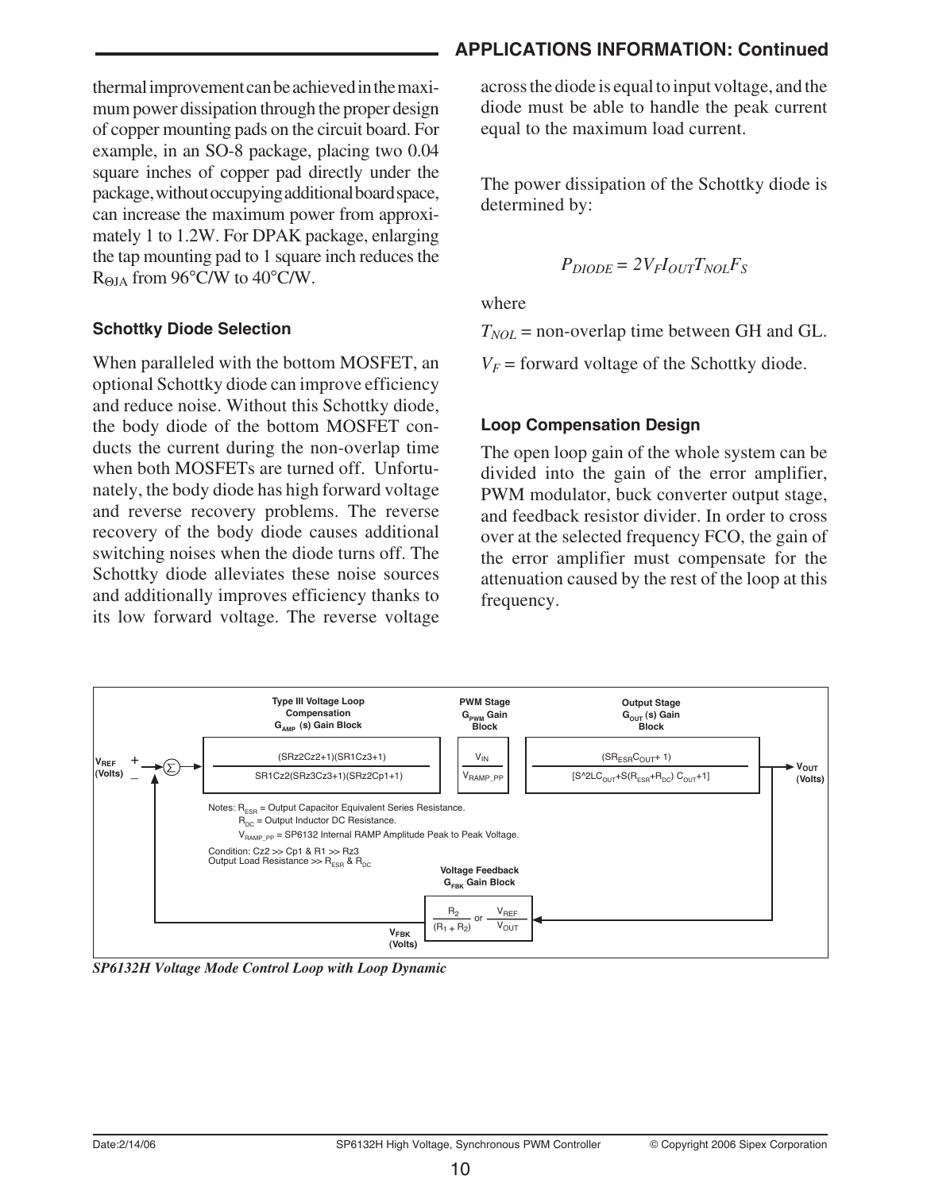## APPLICATIONS INFORMATION: Continued

thermal improvement can be achieved in the maximum power dissipation through the proper design of copper mounting pads on the circuit board. For example, in an SO-8 package, placing two 0.04 square inches of copper pad directly under the package, without occupying additional board space, can increase the maximum power from approximately 1 to 1.2W. For DPAK package, enlarging the tap mounting pad to 1 square inch reduces the $R_{\Theta JA}$ from 96°C/W to 40°C/W.

### Schottky Diode Selection

When paralleled with the bottom MOSFET, an optional Schottky diode can improve efficiency and reduce noise. Without this Schottky diode, the body diode of the bottom MOSFET conducts the current during the non-overlap time when both MOSFETs are turned off. Unfortunately, the body diode has high forward voltage and reverse recovery problems. The reverse recovery of the body diode causes additional switching noises when the diode turns off. The Schottky diode alleviates these noise sources and additionally improves efficiency thanks to its low forward voltage. The reverse voltage across the diode is equal to input voltage, and the diode must be able to handle the peak current equal to the maximum load current.

The power dissipation of the Schottky diode is determined by:

$$P_{DIODE} = 2V_F I_{OUT} T_{NOL} F_S$$

where

$T_{NOL}$ = non-overlap time between GH and GL.

$V_F$ = forward voltage of the Schottky diode.

### Loop Compensation Design

The open loop gain of the whole system can be divided into the gain of the error amplifier, PWM modulator, buck converter output stage, and feedback resistor divider. In order to cross over at the selected frequency FCO, the gain of the error amplifier must compensate for the attenuation caused by the rest of the loop at this frequency.

Type III Voltage Loop Compensation $G_{AMP}$ (s) Gain Block:

$$\frac{(SRz2Cz2+1)(SR1Cz3+1)}{SR1Cz2(SRz3Cz3+1)(SRz2Cp1+1)}$$

PWM Stage $G_{PWM}$ Gain Block:

$$\frac{V_{IN}}{V_{RAMP\_PP}}$$

Output Stage $G_{OUT}$ (s) Gain Block:

$$\frac{(SR_{ESR}C_{OUT}+1)}{[S^2LC_{OUT}+S(R_{ESR}+R_{DC})C_{OUT}+1]}$$

Voltage Feedback $G_{FBK}$ Gain Block:

$$\frac{R_2}{(R_1+R_2)} \text{ or } \frac{V_{REF}}{V_{OUT}}$$

$V_{REF}$ (Volts), $V_{OUT}$ (Volts), $V_{FBK}$ (Volts)

Notes: $R_{ESR}$ = Output Capacitor Equivalent Series Resistance.
$R_{DC}$ = Output Inductor DC Resistance.
$V_{RAMP\_PP}$ = SP6132 Internal RAMP Amplitude Peak to Peak Voltage.

Condition: Cz2 >> Cp1 & R1 >> Rz3
Output Load Resistance >> $R_{ESR}$ & $R_{DC}$

*SP6132H Voltage Mode Control Loop with Loop Dynamic*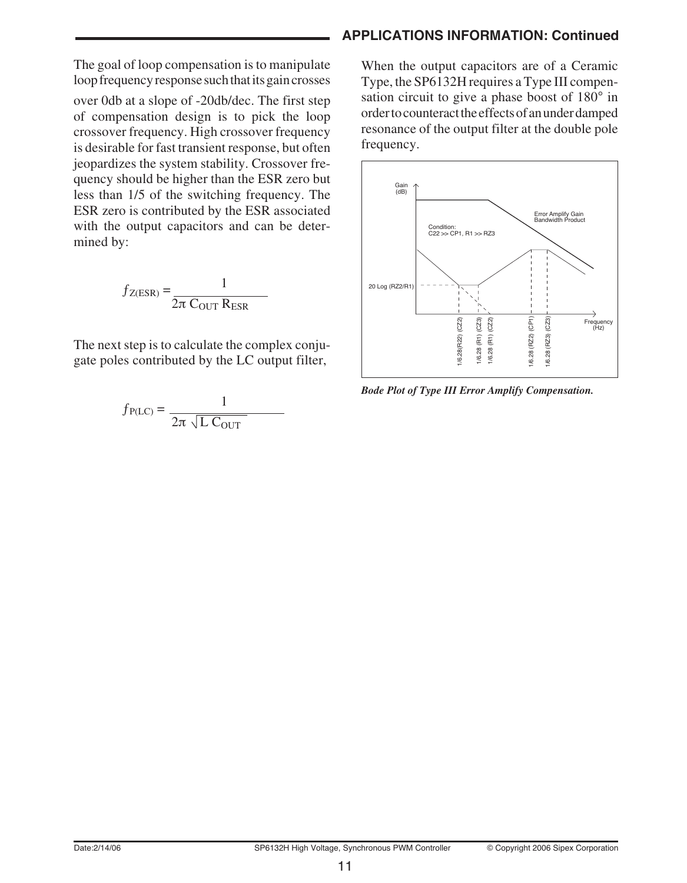## APPLICATIONS INFORMATION: Continued

The goal of loop compensation is to manipulate loop frequency response such that its gain crosses over 0db at a slope of -20db/dec. The first step of compensation design is to pick the loop crossover frequency. High crossover frequency is desirable for fast transient response, but often jeopardizes the system stability. Crossover frequency should be higher than the ESR zero but less than 1/5 of the switching frequency. The ESR zero is contributed by the ESR associated with the output capacitors and can be determined by:

$$f_{Z(ESR)} = \frac{1}{2\pi\, C_{OUT}\, R_{ESR}}$$

The next step is to calculate the complex conjugate poles contributed by the LC output filter,

$$f_{P(LC)} = \frac{1}{2\pi\, \sqrt{L\, C_{OUT}}}$$

When the output capacitors are of a Ceramic Type, the SP6132H requires a Type III compensation circuit to give a phase boost of 180° in order to counteract the effects of an under damped resonance of the output filter at the double pole frequency.

*Bode Plot of Type III Error Amplify Compensation.*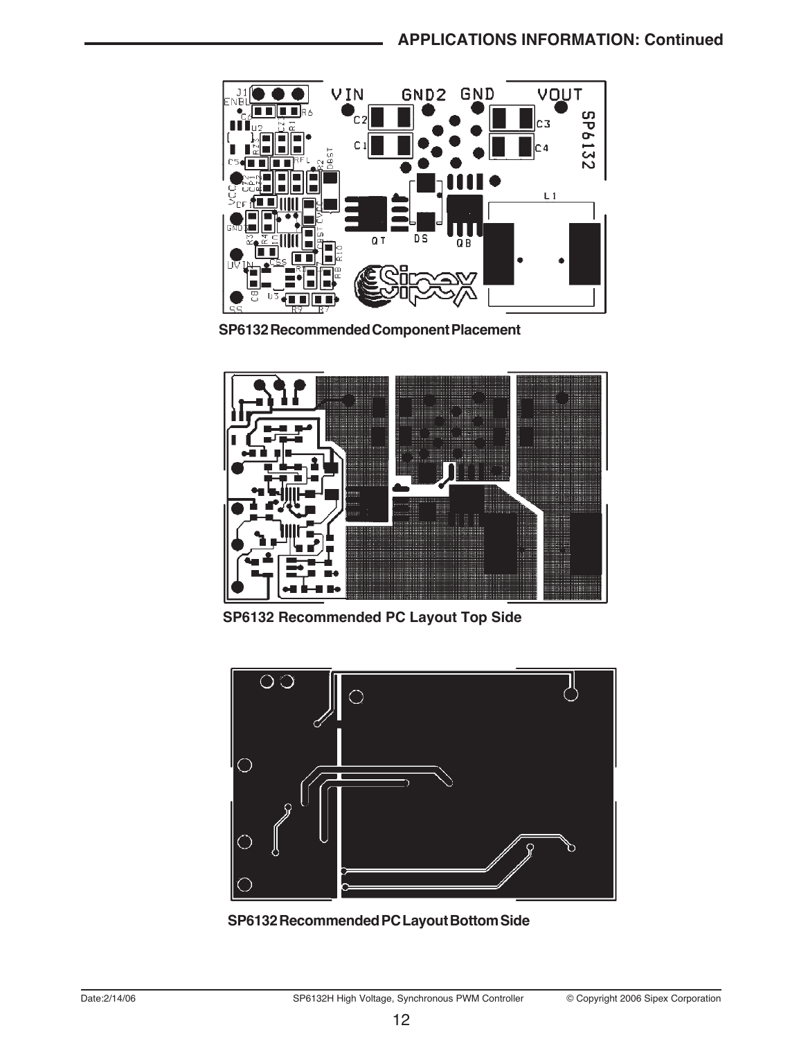## APPLICATIONS INFORMATION: Continued

SP6132 Recommended Component Placement

SP6132 Recommended PC Layout Top Side

SP6132 Recommended PC Layout Bottom Side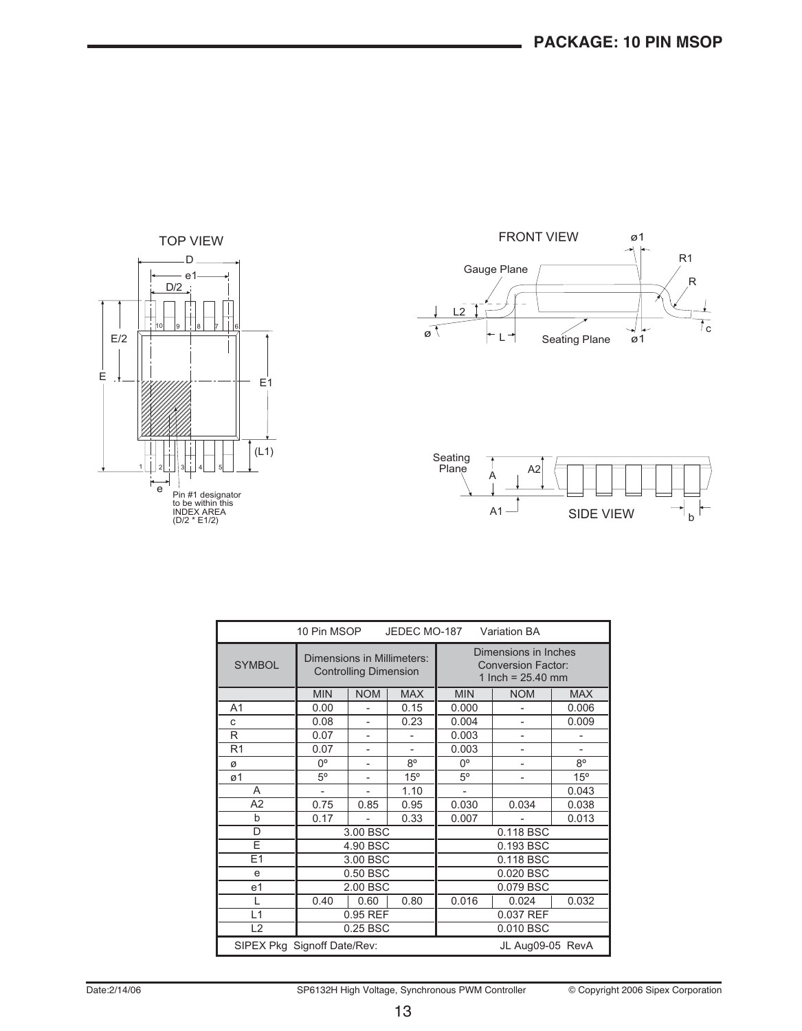## PACKAGE: 10 PIN MSOP

TOP VIEW

FRONT VIEW

SIDE VIEW

Pin #1 designator to be within this INDEX AREA (D/2 * E1/2)

| 10 Pin MSOP JEDEC MO-187 Variation BA | | | | | | |
|---|---|---|---|---|---|---|
| SYMBOL | Dimensions in Millimeters: Controlling Dimension | | | Dimensions in Inches Conversion Factor: 1 Inch = 25.40 mm | | |
| | MIN | NOM | MAX | MIN | NOM | MAX |
| A1 | 0.00 | - | 0.15 | 0.000 | - | 0.006 |
| c | 0.08 | - | 0.23 | 0.004 | - | 0.009 |
| R | 0.07 | - | - | 0.003 | - | - |
| R1 | 0.07 | - | - | 0.003 | - | - |
| ø | 0º | - | 8º | 0º | - | 8º |
| ø1 | 5º | - | 15º | 5º | - | 15º |
| A | - | - | 1.10 | - | | 0.043 |
| A2 | 0.75 | 0.85 | 0.95 | 0.030 | 0.034 | 0.038 |
| b | 0.17 | - | 0.33 | 0.007 | - | 0.013 |
| D | 3.00 BSC | | | 0.118 BSC | | |
| E | 4.90 BSC | | | 0.193 BSC | | |
| E1 | 3.00 BSC | | | 0.118 BSC | | |
| e | 0.50 BSC | | | 0.020 BSC | | |
| e1 | 2.00 BSC | | | 0.079 BSC | | |
| L | 0.40 | 0.60 | 0.80 | 0.016 | 0.024 | 0.032 |
| L1 | 0.95 REF | | | 0.037 REF | | |
| L2 | 0.25 BSC | | | 0.010 BSC | | |
| SIPEX Pkg Signoff Date/Rev: | | | | JL Aug09-05 RevA | | |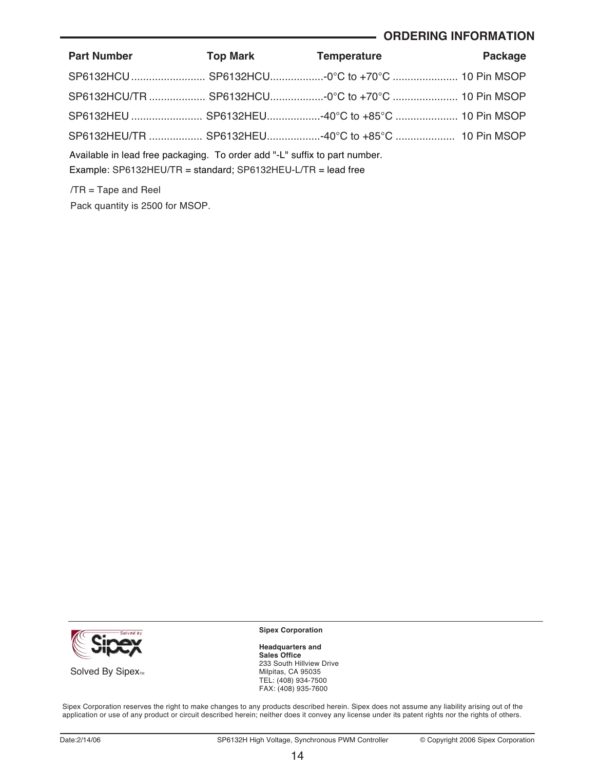## ORDERING INFORMATION

| Part Number | Top Mark | Temperature | Package |
|---|---|---|---|
| SP6132HCU | SP6132HCU | -0°C to +70°C | 10 Pin MSOP |
| SP6132HCU/TR | SP6132HCU | -0°C to +70°C | 10 Pin MSOP |
| SP6132HEU | SP6132HEU | -40°C to +85°C | 10 Pin MSOP |
| SP6132HEU/TR | SP6132HEU | -40°C to +85°C | 10 Pin MSOP |

Available in lead free packaging. To order add "-L" suffix to part number.
Example: SP6132HEU/TR = standard; SP6132HEU-L/TR = lead free

/TR = Tape and Reel
Pack quantity is 2500 for MSOP.

Solved By Sipex™

**Sipex Corporation**

**Headquarters and Sales Office**
233 South Hillview Drive
Milpitas, CA 95035
TEL: (408) 934-7500
FAX: (408) 935-7600

Sipex Corporation reserves the right to make changes to any products described herein. Sipex does not assume any liability arising out of the application or use of any product or circuit described herein; neither does it convey any license under its patent rights nor the rights of others.